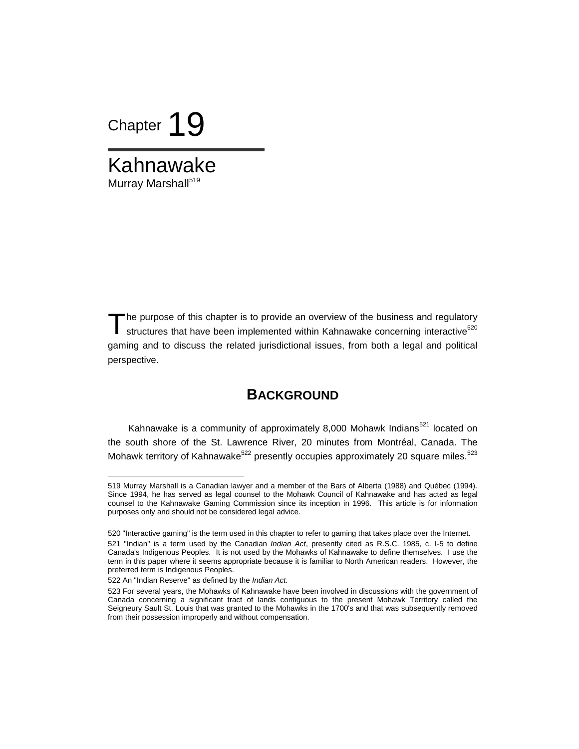Chapter 19

# Kahnawake

Murray Marshall[519]

The purpose of this chapter is to provide an overview of the business and regulatory structures that have been implemented within Kahnawake concerning interactive[520] gaming and to discuss the related jurisdictional issues, from both a legal and political perspective.

## BACKGROUND

Kahnawake is a community of approximately 8,000 Mohawk Indians[521] located on the south shore of the St. Lawrence River, 20 minutes from Montréal, Canada. The Mohawk territory of Kahnawake[522] presently occupies approximately 20 square miles.[523]

---

519 Murray Marshall is a Canadian lawyer and a member of the Bars of Alberta (1988) and Québec (1994). Since 1994, he has served as legal counsel to the Mohawk Council of Kahnawake and has acted as legal counsel to the Kahnawake Gaming Commission since its inception in 1996. This article is for information purposes only and should not be considered legal advice.

520 "Interactive gaming" is the term used in this chapter to refer to gaming that takes place over the Internet.

521 "Indian" is a term used by the Canadian *Indian Act*, presently cited as R.S.C. 1985, c. I-5 to define Canada's Indigenous Peoples. It is not used by the Mohawks of Kahnawake to define themselves. I use the term in this paper where it seems appropriate because it is familiar to North American readers. However, the preferred term is Indigenous Peoples.

522 An "Indian Reserve" as defined by the *Indian Act*.

523 For several years, the Mohawks of Kahnawake have been involved in discussions with the government of Canada concerning a significant tract of lands contiguous to the present Mohawk Territory called the Seigneury Sault St. Louis that was granted to the Mohawks in the 1700's and that was subsequently removed from their possession improperly and without compensation.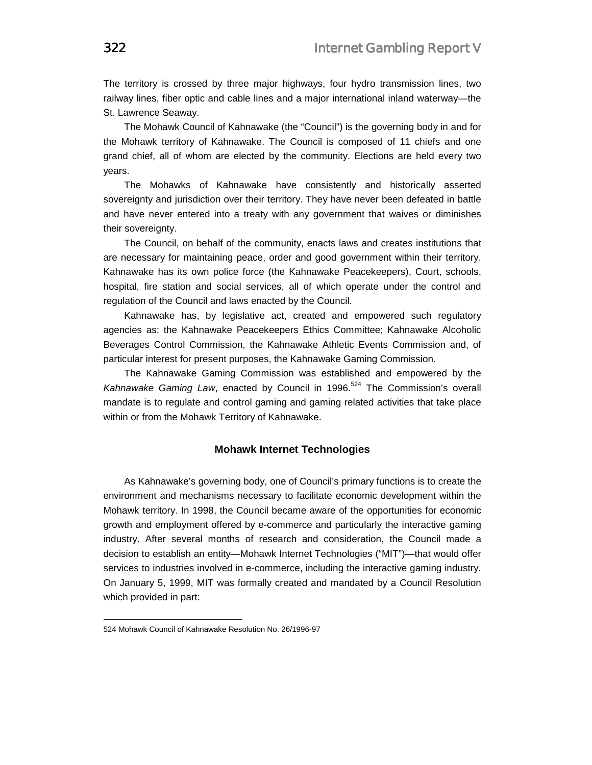The territory is crossed by three major highways, four hydro transmission lines, two railway lines, fiber optic and cable lines and a major international inland waterway—the St. Lawrence Seaway.

The Mohawk Council of Kahnawake (the "Council") is the governing body in and for the Mohawk territory of Kahnawake. The Council is composed of 11 chiefs and one grand chief, all of whom are elected by the community. Elections are held every two years.

The Mohawks of Kahnawake have consistently and historically asserted sovereignty and jurisdiction over their territory. They have never been defeated in battle and have never entered into a treaty with any government that waives or diminishes their sovereignty.

The Council, on behalf of the community, enacts laws and creates institutions that are necessary for maintaining peace, order and good government within their territory. Kahnawake has its own police force (the Kahnawake Peacekeepers), Court, schools, hospital, fire station and social services, all of which operate under the control and regulation of the Council and laws enacted by the Council.

Kahnawake has, by legislative act, created and empowered such regulatory agencies as: the Kahnawake Peacekeepers Ethics Committee; Kahnawake Alcoholic Beverages Control Commission, the Kahnawake Athletic Events Commission and, of particular interest for present purposes, the Kahnawake Gaming Commission.

The Kahnawake Gaming Commission was established and empowered by the *Kahnawake Gaming Law*, enacted by Council in 1996.[524] The Commission's overall mandate is to regulate and control gaming and gaming related activities that take place within or from the Mohawk Territory of Kahnawake.

### Mohawk Internet Technologies

As Kahnawake's governing body, one of Council's primary functions is to create the environment and mechanisms necessary to facilitate economic development within the Mohawk territory. In 1998, the Council became aware of the opportunities for economic growth and employment offered by e-commerce and particularly the interactive gaming industry. After several months of research and consideration, the Council made a decision to establish an entity—Mohawk Internet Technologies ("MIT")—that would offer services to industries involved in e-commerce, including the interactive gaming industry. On January 5, 1999, MIT was formally created and mandated by a Council Resolution which provided in part:

---

524 Mohawk Council of Kahnawake Resolution No. 26/1996-97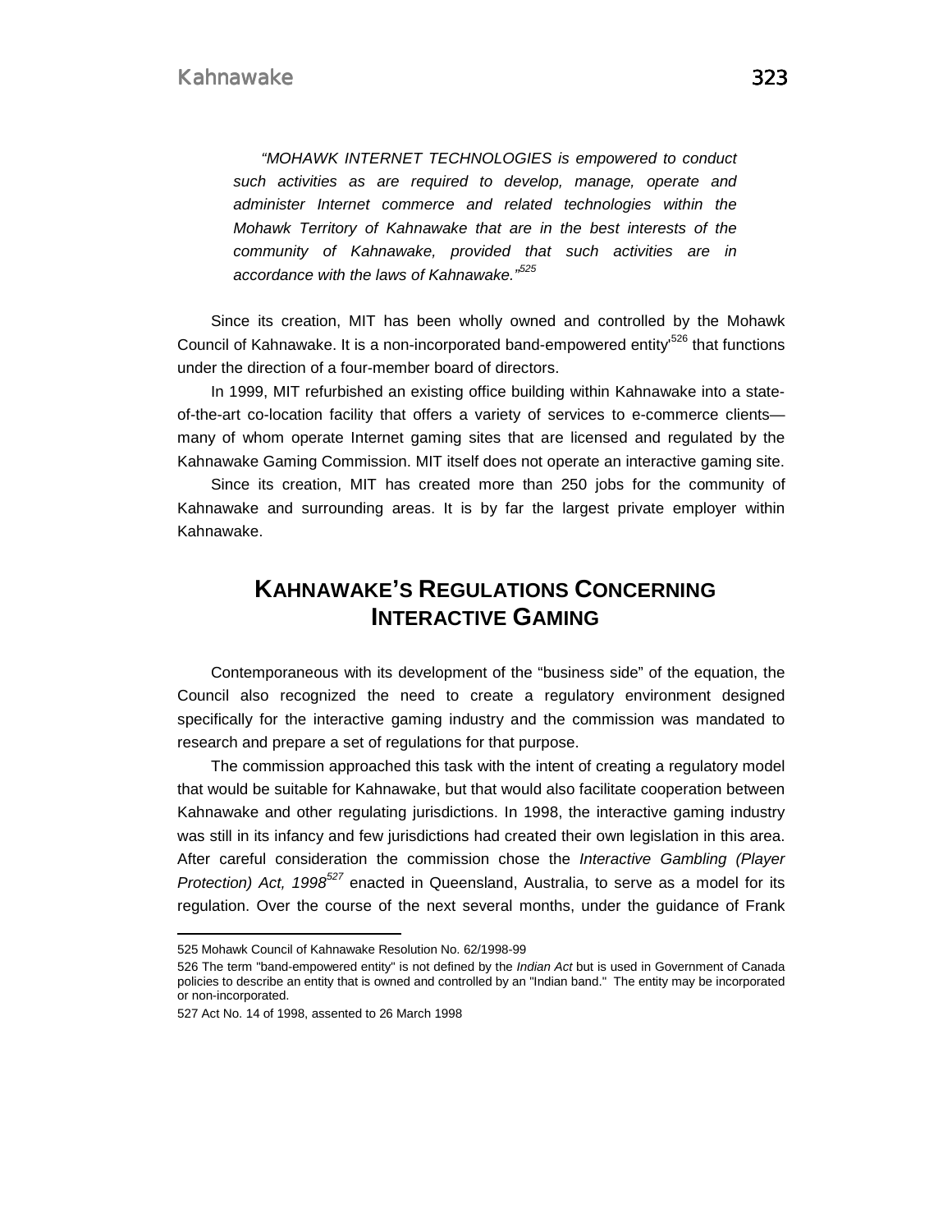> *"MOHAWK INTERNET TECHNOLOGIES is empowered to conduct such activities as are required to develop, manage, operate and administer Internet commerce and related technologies within the Mohawk Territory of Kahnawake that are in the best interests of the community of Kahnawake, provided that such activities are in accordance with the laws of Kahnawake."*[525]

Since its creation, MIT has been wholly owned and controlled by the Mohawk Council of Kahnawake. It is a non-incorporated band-empowered entity[526] that functions under the direction of a four-member board of directors.

In 1999, MIT refurbished an existing office building within Kahnawake into a state-of-the-art co-location facility that offers a variety of services to e-commerce clients—many of whom operate Internet gaming sites that are licensed and regulated by the Kahnawake Gaming Commission. MIT itself does not operate an interactive gaming site.

Since its creation, MIT has created more than 250 jobs for the community of Kahnawake and surrounding areas. It is by far the largest private employer within Kahnawake.

## KAHNAWAKE'S REGULATIONS CONCERNING INTERACTIVE GAMING

Contemporaneous with its development of the "business side" of the equation, the Council also recognized the need to create a regulatory environment designed specifically for the interactive gaming industry and the commission was mandated to research and prepare a set of regulations for that purpose.

The commission approached this task with the intent of creating a regulatory model that would be suitable for Kahnawake, but that would also facilitate cooperation between Kahnawake and other regulating jurisdictions. In 1998, the interactive gaming industry was still in its infancy and few jurisdictions had created their own legislation in this area. After careful consideration the commission chose the *Interactive Gambling (Player Protection) Act, 1998*[527] enacted in Queensland, Australia, to serve as a model for its regulation. Over the course of the next several months, under the guidance of Frank

---

525 Mohawk Council of Kahnawake Resolution No. 62/1998-99

526 The term "band-empowered entity" is not defined by the *Indian Act* but is used in Government of Canada policies to describe an entity that is owned and controlled by an "Indian band." The entity may be incorporated or non-incorporated.

527 Act No. 14 of 1998, assented to 26 March 1998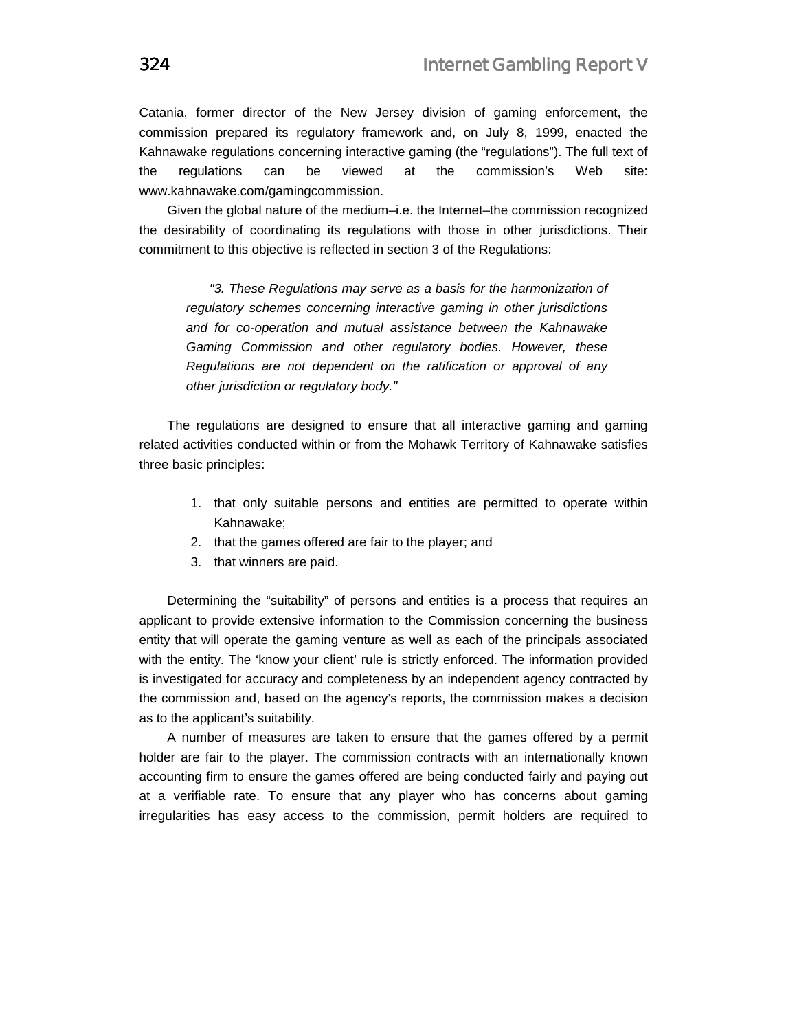Catania, former director of the New Jersey division of gaming enforcement, the commission prepared its regulatory framework and, on July 8, 1999, enacted the Kahnawake regulations concerning interactive gaming (the "regulations"). The full text of the regulations can be viewed at the commission's Web site: www.kahnawake.com/gamingcommission.

Given the global nature of the medium–i.e. the Internet–the commission recognized the desirability of coordinating its regulations with those in other jurisdictions. Their commitment to this objective is reflected in section 3 of the Regulations:

> *"3. These Regulations may serve as a basis for the harmonization of regulatory schemes concerning interactive gaming in other jurisdictions and for co-operation and mutual assistance between the Kahnawake Gaming Commission and other regulatory bodies. However, these Regulations are not dependent on the ratification or approval of any other jurisdiction or regulatory body."*

The regulations are designed to ensure that all interactive gaming and gaming related activities conducted within or from the Mohawk Territory of Kahnawake satisfies three basic principles:

1. that only suitable persons and entities are permitted to operate within Kahnawake;
2. that the games offered are fair to the player; and
3. that winners are paid.

Determining the "suitability" of persons and entities is a process that requires an applicant to provide extensive information to the Commission concerning the business entity that will operate the gaming venture as well as each of the principals associated with the entity. The 'know your client' rule is strictly enforced. The information provided is investigated for accuracy and completeness by an independent agency contracted by the commission and, based on the agency's reports, the commission makes a decision as to the applicant's suitability.

A number of measures are taken to ensure that the games offered by a permit holder are fair to the player. The commission contracts with an internationally known accounting firm to ensure the games offered are being conducted fairly and paying out at a verifiable rate. To ensure that any player who has concerns about gaming irregularities has easy access to the commission, permit holders are required to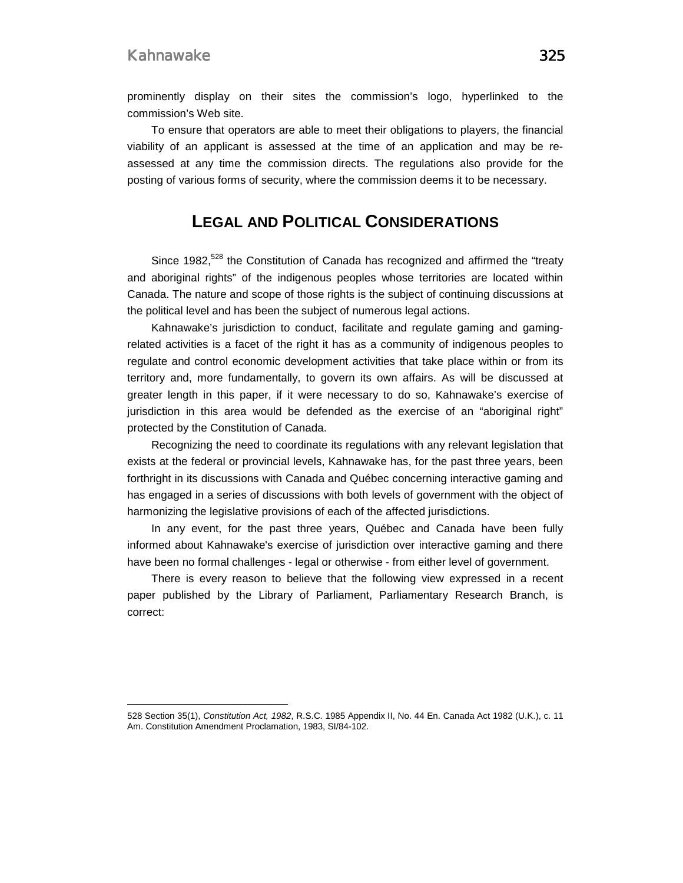prominently display on their sites the commission's logo, hyperlinked to the commission's Web site.

To ensure that operators are able to meet their obligations to players, the financial viability of an applicant is assessed at the time of an application and may be re-assessed at any time the commission directs. The regulations also provide for the posting of various forms of security, where the commission deems it to be necessary.

## LEGAL AND POLITICAL CONSIDERATIONS

Since 1982,[528] the Constitution of Canada has recognized and affirmed the "treaty and aboriginal rights" of the indigenous peoples whose territories are located within Canada. The nature and scope of those rights is the subject of continuing discussions at the political level and has been the subject of numerous legal actions.

Kahnawake's jurisdiction to conduct, facilitate and regulate gaming and gaming-related activities is a facet of the right it has as a community of indigenous peoples to regulate and control economic development activities that take place within or from its territory and, more fundamentally, to govern its own affairs. As will be discussed at greater length in this paper, if it were necessary to do so, Kahnawake's exercise of jurisdiction in this area would be defended as the exercise of an "aboriginal right" protected by the Constitution of Canada.

Recognizing the need to coordinate its regulations with any relevant legislation that exists at the federal or provincial levels, Kahnawake has, for the past three years, been forthright in its discussions with Canada and Québec concerning interactive gaming and has engaged in a series of discussions with both levels of government with the object of harmonizing the legislative provisions of each of the affected jurisdictions.

In any event, for the past three years, Québec and Canada have been fully informed about Kahnawake's exercise of jurisdiction over interactive gaming and there have been no formal challenges - legal or otherwise - from either level of government.

There is every reason to believe that the following view expressed in a recent paper published by the Library of Parliament, Parliamentary Research Branch, is correct:

---

528 Section 35(1), *Constitution Act, 1982*, R.S.C. 1985 Appendix II, No. 44 En. Canada Act 1982 (U.K.), c. 11 Am. Constitution Amendment Proclamation, 1983, SI/84-102.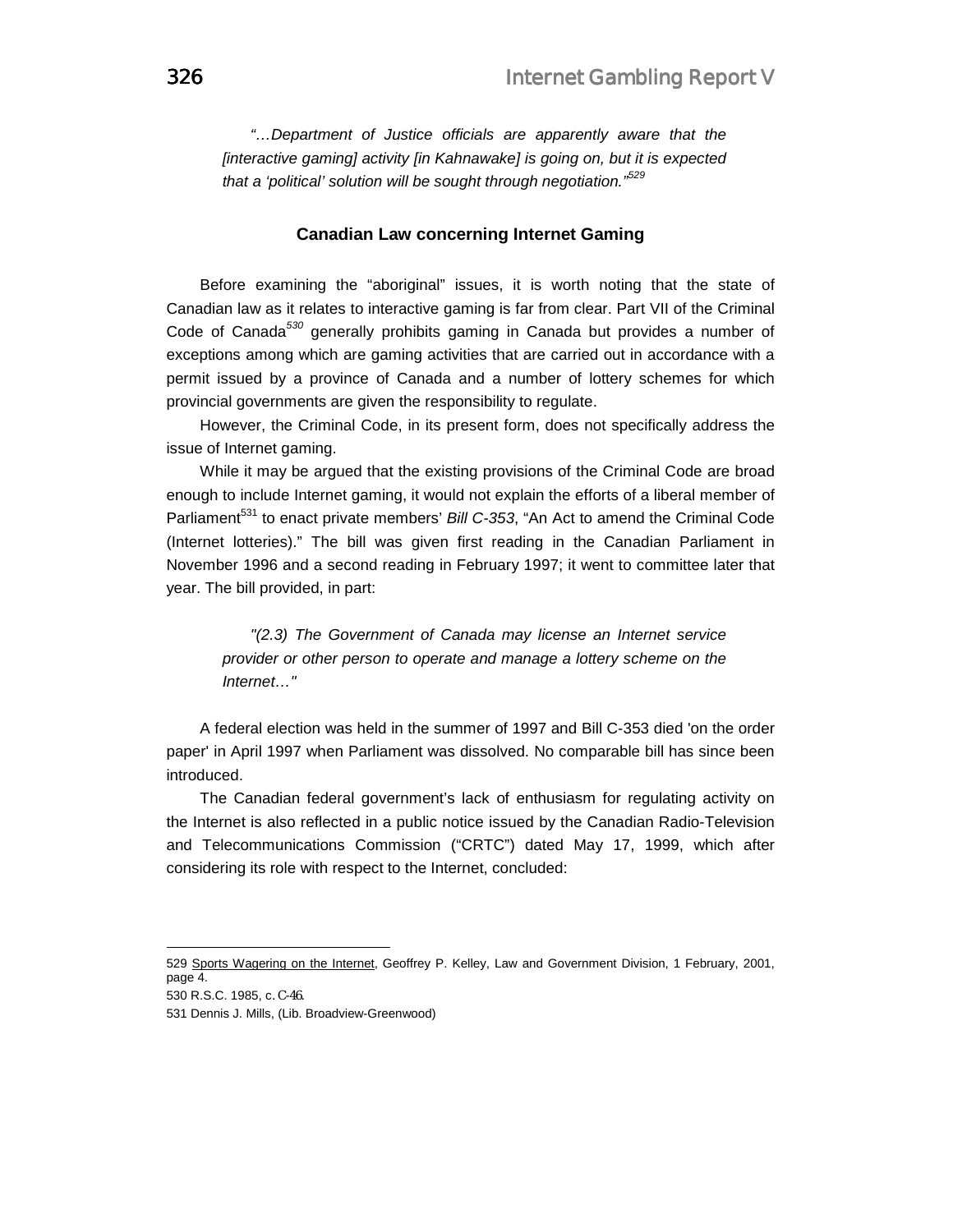> *"…Department of Justice officials are apparently aware that the [interactive gaming] activity [in Kahnawake] is going on, but it is expected that a 'political' solution will be sought through negotiation."*[529]

### Canadian Law concerning Internet Gaming

Before examining the "aboriginal" issues, it is worth noting that the state of Canadian law as it relates to interactive gaming is far from clear. Part VII of the Criminal Code of Canada[530] generally prohibits gaming in Canada but provides a number of exceptions among which are gaming activities that are carried out in accordance with a permit issued by a province of Canada and a number of lottery schemes for which provincial governments are given the responsibility to regulate.

However, the Criminal Code, in its present form, does not specifically address the issue of Internet gaming.

While it may be argued that the existing provisions of the Criminal Code are broad enough to include Internet gaming, it would not explain the efforts of a liberal member of Parliament[531] to enact private members' *Bill C-353*, "An Act to amend the Criminal Code (Internet lotteries)." The bill was given first reading in the Canadian Parliament in November 1996 and a second reading in February 1997; it went to committee later that year. The bill provided, in part:

> *"(2.3) The Government of Canada may license an Internet service provider or other person to operate and manage a lottery scheme on the Internet…"*

A federal election was held in the summer of 1997 and Bill C-353 died 'on the order paper' in April 1997 when Parliament was dissolved. No comparable bill has since been introduced.

The Canadian federal government's lack of enthusiasm for regulating activity on the Internet is also reflected in a public notice issued by the Canadian Radio-Television and Telecommunications Commission ("CRTC") dated May 17, 1999, which after considering its role with respect to the Internet, concluded:

---

529 Sports Wagering on the Internet, Geoffrey P. Kelley, Law and Government Division, 1 February, 2001, page 4.

530 R.S.C. 1985, c. C-46.

531 Dennis J. Mills, (Lib. Broadview-Greenwood)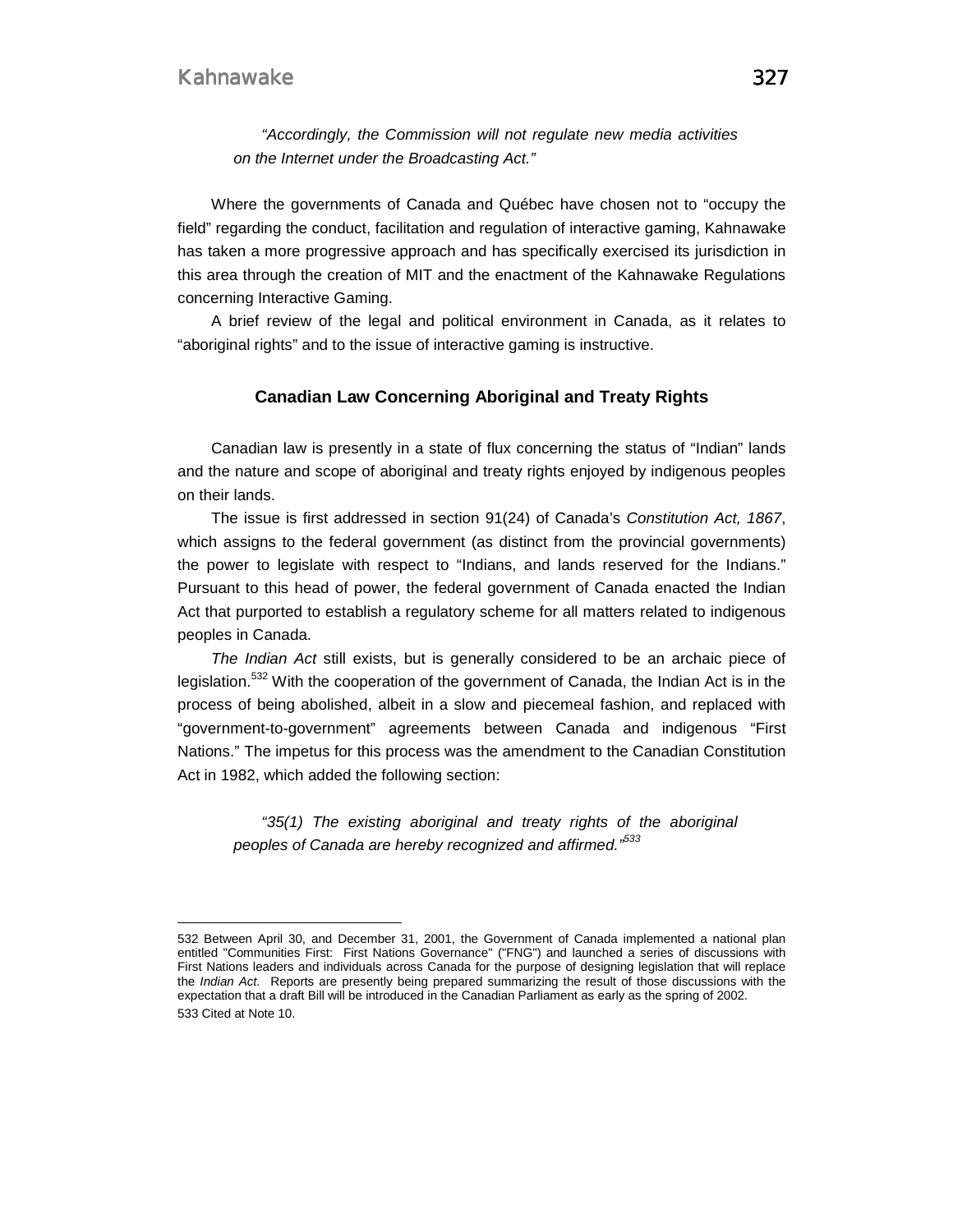*"Accordingly, the Commission will not regulate new media activities on the Internet under the Broadcasting Act."*

Where the governments of Canada and Québec have chosen not to "occupy the field" regarding the conduct, facilitation and regulation of interactive gaming, Kahnawake has taken a more progressive approach and has specifically exercised its jurisdiction in this area through the creation of MIT and the enactment of the Kahnawake Regulations concerning Interactive Gaming.

A brief review of the legal and political environment in Canada, as it relates to "aboriginal rights" and to the issue of interactive gaming is instructive.

### Canadian Law Concerning Aboriginal and Treaty Rights

Canadian law is presently in a state of flux concerning the status of "Indian" lands and the nature and scope of aboriginal and treaty rights enjoyed by indigenous peoples on their lands.

The issue is first addressed in section 91(24) of Canada's *Constitution Act, 1867*, which assigns to the federal government (as distinct from the provincial governments) the power to legislate with respect to "Indians, and lands reserved for the Indians." Pursuant to this head of power, the federal government of Canada enacted the Indian Act that purported to establish a regulatory scheme for all matters related to indigenous peoples in Canada.

*The Indian Act* still exists, but is generally considered to be an archaic piece of legislation.[532] With the cooperation of the government of Canada, the Indian Act is in the process of being abolished, albeit in a slow and piecemeal fashion, and replaced with "government-to-government" agreements between Canada and indigenous "First Nations." The impetus for this process was the amendment to the Canadian Constitution Act in 1982, which added the following section:

*"35(1) The existing aboriginal and treaty rights of the aboriginal peoples of Canada are hereby recognized and affirmed."*[533]

---

532 Between April 30, and December 31, 2001, the Government of Canada implemented a national plan entitled "Communities First: First Nations Governance" ("FNG") and launched a series of discussions with First Nations leaders and individuals across Canada for the purpose of designing legislation that will replace the *Indian Act.* Reports are presently being prepared summarizing the result of those discussions with the expectation that a draft Bill will be introduced in the Canadian Parliament as early as the spring of 2002.

533 Cited at Note 10.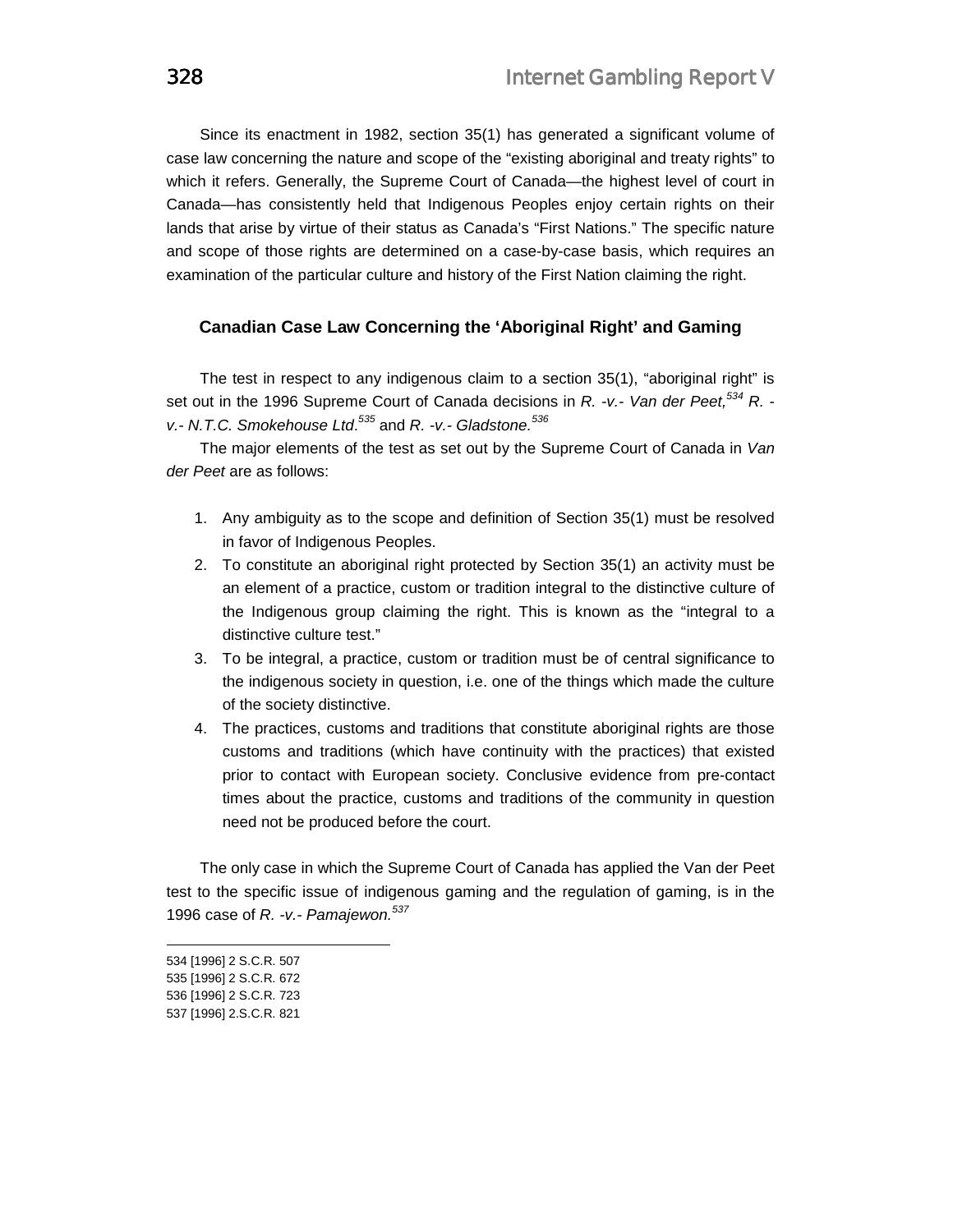Since its enactment in 1982, section 35(1) has generated a significant volume of case law concerning the nature and scope of the "existing aboriginal and treaty rights" to which it refers. Generally, the Supreme Court of Canada—the highest level of court in Canada—has consistently held that Indigenous Peoples enjoy certain rights on their lands that arise by virtue of their status as Canada's "First Nations." The specific nature and scope of those rights are determined on a case-by-case basis, which requires an examination of the particular culture and history of the First Nation claiming the right.

### Canadian Case Law Concerning the 'Aboriginal Right' and Gaming

The test in respect to any indigenous claim to a section 35(1), "aboriginal right" is set out in the 1996 Supreme Court of Canada decisions in *R. -v.- Van der Peet,*[534] *R. -v.- N.T.C. Smokehouse Ltd.*[535] and *R. -v.- Gladstone.*[536]

The major elements of the test as set out by the Supreme Court of Canada in *Van der Peet* are as follows:

1. Any ambiguity as to the scope and definition of Section 35(1) must be resolved in favor of Indigenous Peoples.
2. To constitute an aboriginal right protected by Section 35(1) an activity must be an element of a practice, custom or tradition integral to the distinctive culture of the Indigenous group claiming the right. This is known as the "integral to a distinctive culture test."
3. To be integral, a practice, custom or tradition must be of central significance to the indigenous society in question, i.e. one of the things which made the culture of the society distinctive.
4. The practices, customs and traditions that constitute aboriginal rights are those customs and traditions (which have continuity with the practices) that existed prior to contact with European society. Conclusive evidence from pre-contact times about the practice, customs and traditions of the community in question need not be produced before the court.

The only case in which the Supreme Court of Canada has applied the Van der Peet test to the specific issue of indigenous gaming and the regulation of gaming, is in the 1996 case of *R. -v.- Pamajewon.*[537]

---

534 [1996] 2 S.C.R. 507
535 [1996] 2 S.C.R. 672
536 [1996] 2 S.C.R. 723
537 [1996] 2.S.C.R. 821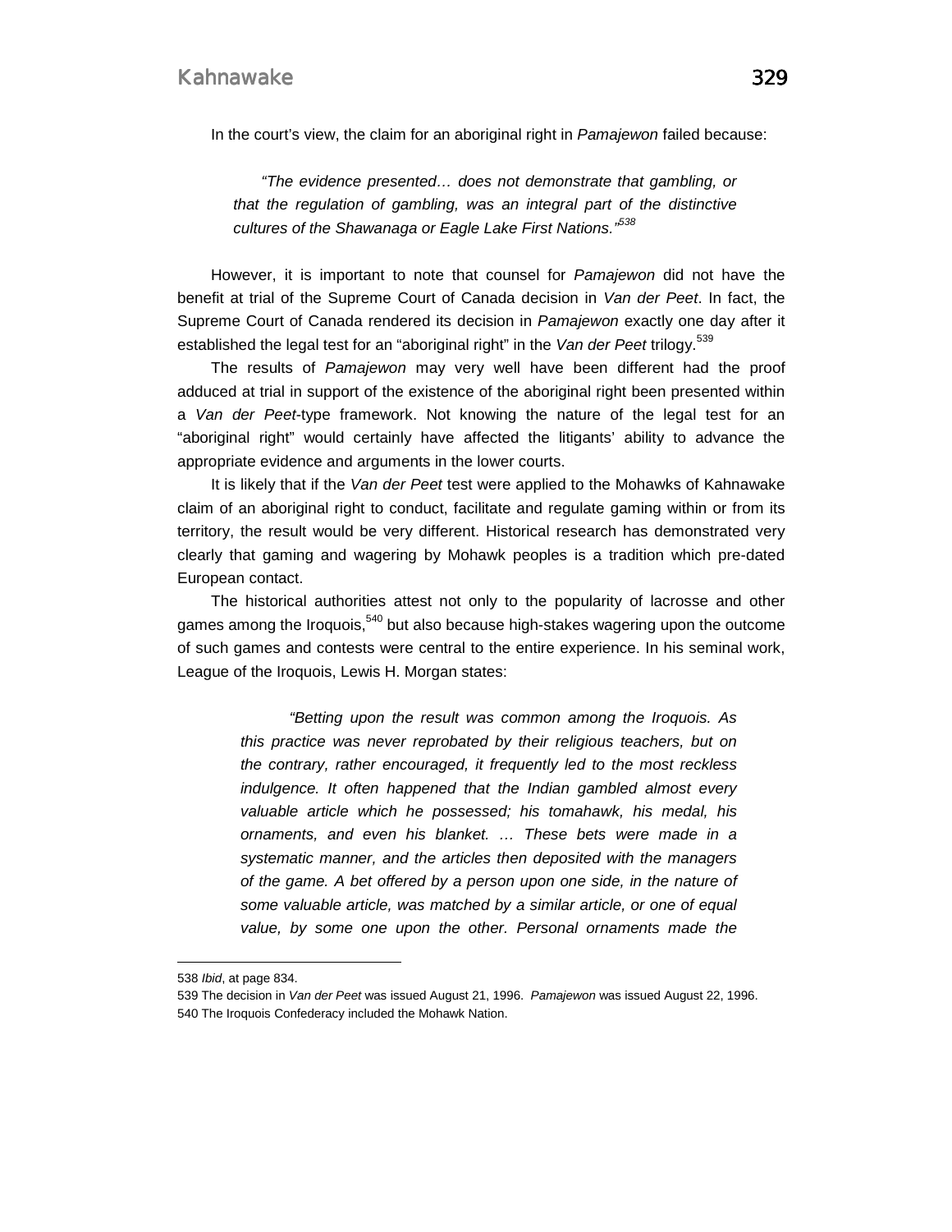In the court's view, the claim for an aboriginal right in *Pamajewon* failed because:

> *"The evidence presented… does not demonstrate that gambling, or that the regulation of gambling, was an integral part of the distinctive cultures of the Shawanaga or Eagle Lake First Nations."*[538]

However, it is important to note that counsel for *Pamajewon* did not have the benefit at trial of the Supreme Court of Canada decision in *Van der Peet*. In fact, the Supreme Court of Canada rendered its decision in *Pamajewon* exactly one day after it established the legal test for an "aboriginal right" in the *Van der Peet* trilogy.[539]

The results of *Pamajewon* may very well have been different had the proof adduced at trial in support of the existence of the aboriginal right been presented within a *Van der Peet*-type framework. Not knowing the nature of the legal test for an "aboriginal right" would certainly have affected the litigants' ability to advance the appropriate evidence and arguments in the lower courts.

It is likely that if the *Van der Peet* test were applied to the Mohawks of Kahnawake claim of an aboriginal right to conduct, facilitate and regulate gaming within or from its territory, the result would be very different. Historical research has demonstrated very clearly that gaming and wagering by Mohawk peoples is a tradition which pre-dated European contact.

The historical authorities attest not only to the popularity of lacrosse and other games among the Iroquois,[540] but also because high-stakes wagering upon the outcome of such games and contests were central to the entire experience. In his seminal work, League of the Iroquois, Lewis H. Morgan states:

> *"Betting upon the result was common among the Iroquois. As this practice was never reprobated by their religious teachers, but on the contrary, rather encouraged, it frequently led to the most reckless indulgence. It often happened that the Indian gambled almost every valuable article which he possessed; his tomahawk, his medal, his ornaments, and even his blanket. … These bets were made in a systematic manner, and the articles then deposited with the managers of the game. A bet offered by a person upon one side, in the nature of some valuable article, was matched by a similar article, or one of equal value, by some one upon the other. Personal ornaments made the*

---

538 *Ibid*, at page 834.

539 The decision in *Van der Peet* was issued August 21, 1996. *Pamajewon* was issued August 22, 1996.

540 The Iroquois Confederacy included the Mohawk Nation.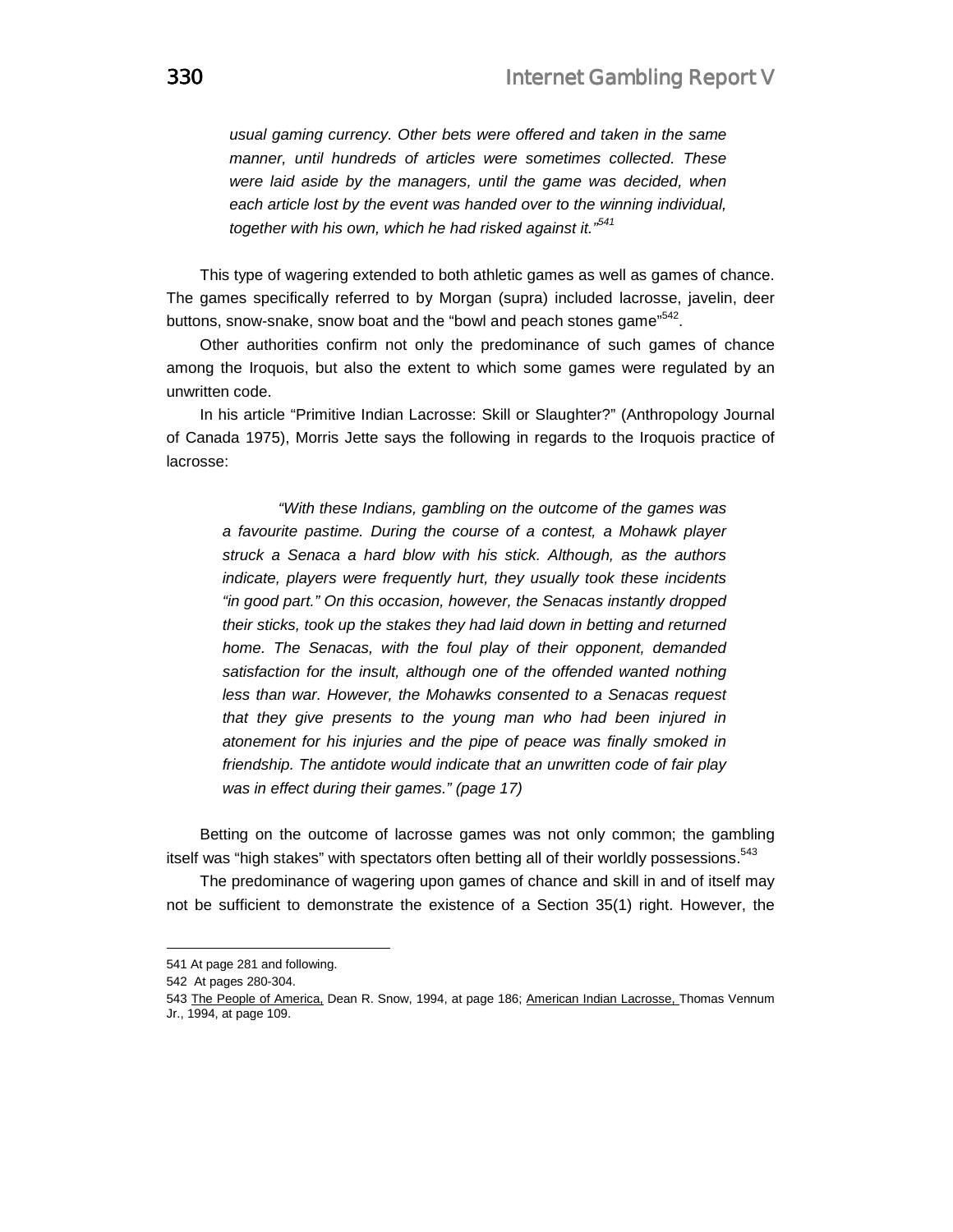> *usual gaming currency. Other bets were offered and taken in the same manner, until hundreds of articles were sometimes collected. These were laid aside by the managers, until the game was decided, when each article lost by the event was handed over to the winning individual, together with his own, which he had risked against it."*[541]

This type of wagering extended to both athletic games as well as games of chance. The games specifically referred to by Morgan (supra) included lacrosse, javelin, deer buttons, snow-snake, snow boat and the "bowl and peach stones game"[542].

Other authorities confirm not only the predominance of such games of chance among the Iroquois, but also the extent to which some games were regulated by an unwritten code.

In his article "Primitive Indian Lacrosse: Skill or Slaughter?" (Anthropology Journal of Canada 1975), Morris Jette says the following in regards to the Iroquois practice of lacrosse:

> *"With these Indians, gambling on the outcome of the games was a favourite pastime. During the course of a contest, a Mohawk player struck a Senaca a hard blow with his stick. Although, as the authors indicate, players were frequently hurt, they usually took these incidents "in good part." On this occasion, however, the Senacas instantly dropped their sticks, took up the stakes they had laid down in betting and returned home. The Senacas, with the foul play of their opponent, demanded satisfaction for the insult, although one of the offended wanted nothing less than war. However, the Mohawks consented to a Senacas request that they give presents to the young man who had been injured in atonement for his injuries and the pipe of peace was finally smoked in friendship. The antidote would indicate that an unwritten code of fair play was in effect during their games." (page 17)*

Betting on the outcome of lacrosse games was not only common; the gambling itself was "high stakes" with spectators often betting all of their worldly possessions.[543]

The predominance of wagering upon games of chance and skill in and of itself may not be sufficient to demonstrate the existence of a Section 35(1) right. However, the

---

541 At page 281 and following.

542 At pages 280-304.

543 The People of America, Dean R. Snow, 1994, at page 186; American Indian Lacrosse, Thomas Vennum Jr., 1994, at page 109.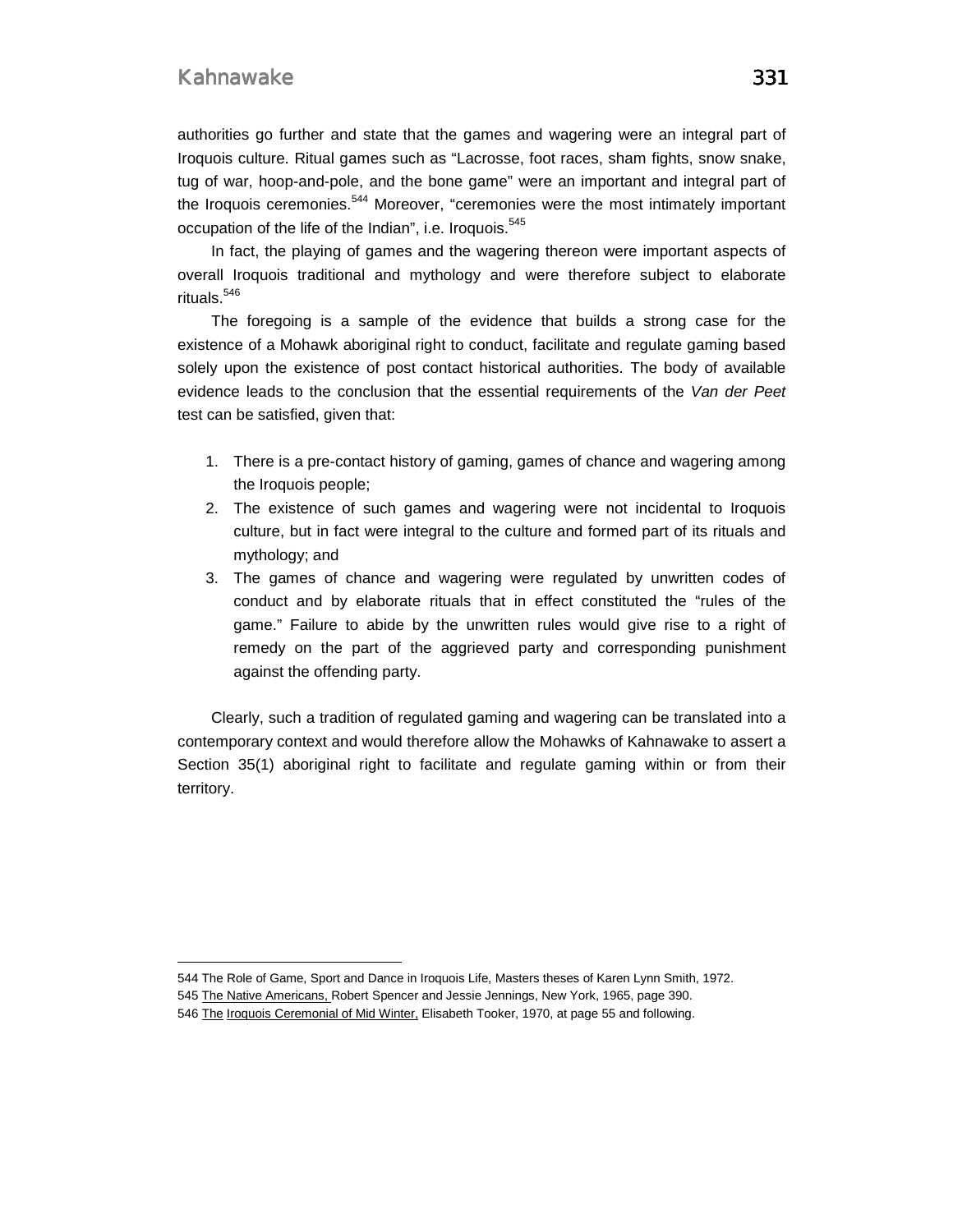authorities go further and state that the games and wagering were an integral part of Iroquois culture. Ritual games such as "Lacrosse, foot races, sham fights, snow snake, tug of war, hoop-and-pole, and the bone game" were an important and integral part of the Iroquois ceremonies.[544] Moreover, "ceremonies were the most intimately important occupation of the life of the Indian", i.e. Iroquois.[545]

In fact, the playing of games and the wagering thereon were important aspects of overall Iroquois traditional and mythology and were therefore subject to elaborate rituals.[546]

The foregoing is a sample of the evidence that builds a strong case for the existence of a Mohawk aboriginal right to conduct, facilitate and regulate gaming based solely upon the existence of post contact historical authorities. The body of available evidence leads to the conclusion that the essential requirements of the *Van der Peet* test can be satisfied, given that:

1. There is a pre-contact history of gaming, games of chance and wagering among the Iroquois people;
2. The existence of such games and wagering were not incidental to Iroquois culture, but in fact were integral to the culture and formed part of its rituals and mythology; and
3. The games of chance and wagering were regulated by unwritten codes of conduct and by elaborate rituals that in effect constituted the "rules of the game." Failure to abide by the unwritten rules would give rise to a right of remedy on the part of the aggrieved party and corresponding punishment against the offending party.

Clearly, such a tradition of regulated gaming and wagering can be translated into a contemporary context and would therefore allow the Mohawks of Kahnawake to assert a Section 35(1) aboriginal right to facilitate and regulate gaming within or from their territory.

---

544 The Role of Game, Sport and Dance in Iroquois Life, Masters theses of Karen Lynn Smith, 1972.

545 The Native Americans, Robert Spencer and Jessie Jennings, New York, 1965, page 390.

546 The Iroquois Ceremonial of Mid Winter, Elisabeth Tooker, 1970, at page 55 and following.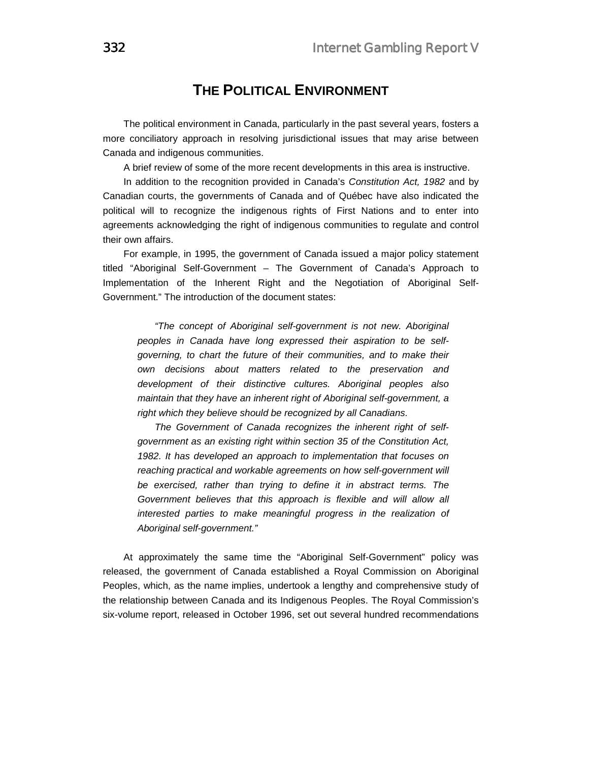## The Political Environment

The political environment in Canada, particularly in the past several years, fosters a more conciliatory approach in resolving jurisdictional issues that may arise between Canada and indigenous communities.

A brief review of some of the more recent developments in this area is instructive.

In addition to the recognition provided in Canada's *Constitution Act, 1982* and by Canadian courts, the governments of Canada and of Québec have also indicated the political will to recognize the indigenous rights of First Nations and to enter into agreements acknowledging the right of indigenous communities to regulate and control their own affairs.

For example, in 1995, the government of Canada issued a major policy statement titled "Aboriginal Self-Government – The Government of Canada's Approach to Implementation of the Inherent Right and the Negotiation of Aboriginal Self-Government." The introduction of the document states:

> *"The concept of Aboriginal self-government is not new. Aboriginal peoples in Canada have long expressed their aspiration to be self-governing, to chart the future of their communities, and to make their own decisions about matters related to the preservation and development of their distinctive cultures. Aboriginal peoples also maintain that they have an inherent right of Aboriginal self-government, a right which they believe should be recognized by all Canadians.*
>
> *The Government of Canada recognizes the inherent right of self-government as an existing right within section 35 of the Constitution Act, 1982. It has developed an approach to implementation that focuses on reaching practical and workable agreements on how self-government will be exercised, rather than trying to define it in abstract terms. The Government believes that this approach is flexible and will allow all interested parties to make meaningful progress in the realization of Aboriginal self-government."*

At approximately the same time the "Aboriginal Self-Government" policy was released, the government of Canada established a Royal Commission on Aboriginal Peoples, which, as the name implies, undertook a lengthy and comprehensive study of the relationship between Canada and its Indigenous Peoples. The Royal Commission's six-volume report, released in October 1996, set out several hundred recommendations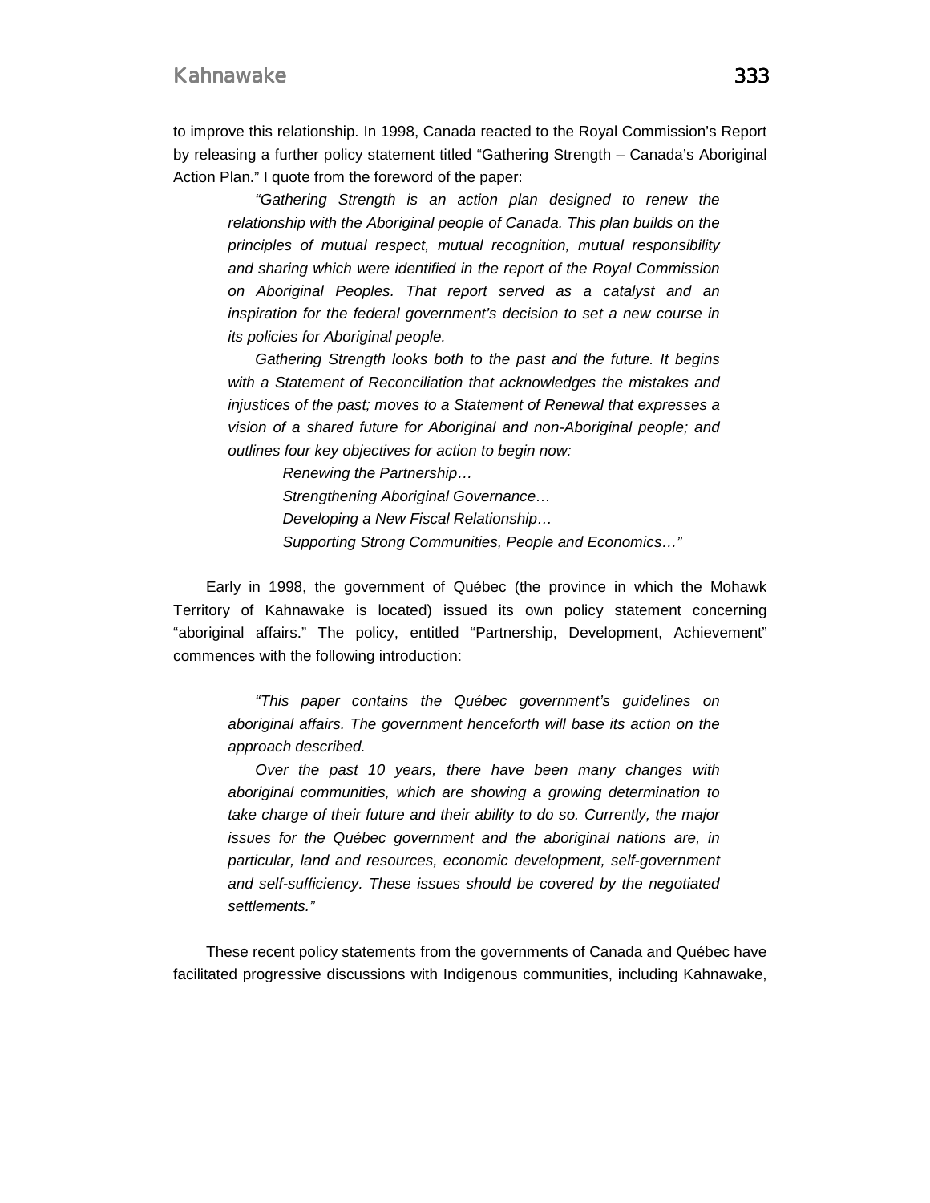to improve this relationship. In 1998, Canada reacted to the Royal Commission's Report by releasing a further policy statement titled "Gathering Strength – Canada's Aboriginal Action Plan." I quote from the foreword of the paper:

> *"Gathering Strength is an action plan designed to renew the relationship with the Aboriginal people of Canada. This plan builds on the principles of mutual respect, mutual recognition, mutual responsibility and sharing which were identified in the report of the Royal Commission on Aboriginal Peoples. That report served as a catalyst and an inspiration for the federal government's decision to set a new course in its policies for Aboriginal people.*
>
> *Gathering Strength looks both to the past and the future. It begins with a Statement of Reconciliation that acknowledges the mistakes and injustices of the past; moves to a Statement of Renewal that expresses a vision of a shared future for Aboriginal and non-Aboriginal people; and outlines four key objectives for action to begin now:*
>
> *Renewing the Partnership…*
> *Strengthening Aboriginal Governance…*
> *Developing a New Fiscal Relationship…*
> *Supporting Strong Communities, People and Economics…"*

Early in 1998, the government of Québec (the province in which the Mohawk Territory of Kahnawake is located) issued its own policy statement concerning "aboriginal affairs." The policy, entitled "Partnership, Development, Achievement" commences with the following introduction:

> *"This paper contains the Québec government's guidelines on aboriginal affairs. The government henceforth will base its action on the approach described.*
>
> *Over the past 10 years, there have been many changes with aboriginal communities, which are showing a growing determination to take charge of their future and their ability to do so. Currently, the major issues for the Québec government and the aboriginal nations are, in particular, land and resources, economic development, self-government and self-sufficiency. These issues should be covered by the negotiated settlements."*

These recent policy statements from the governments of Canada and Québec have facilitated progressive discussions with Indigenous communities, including Kahnawake,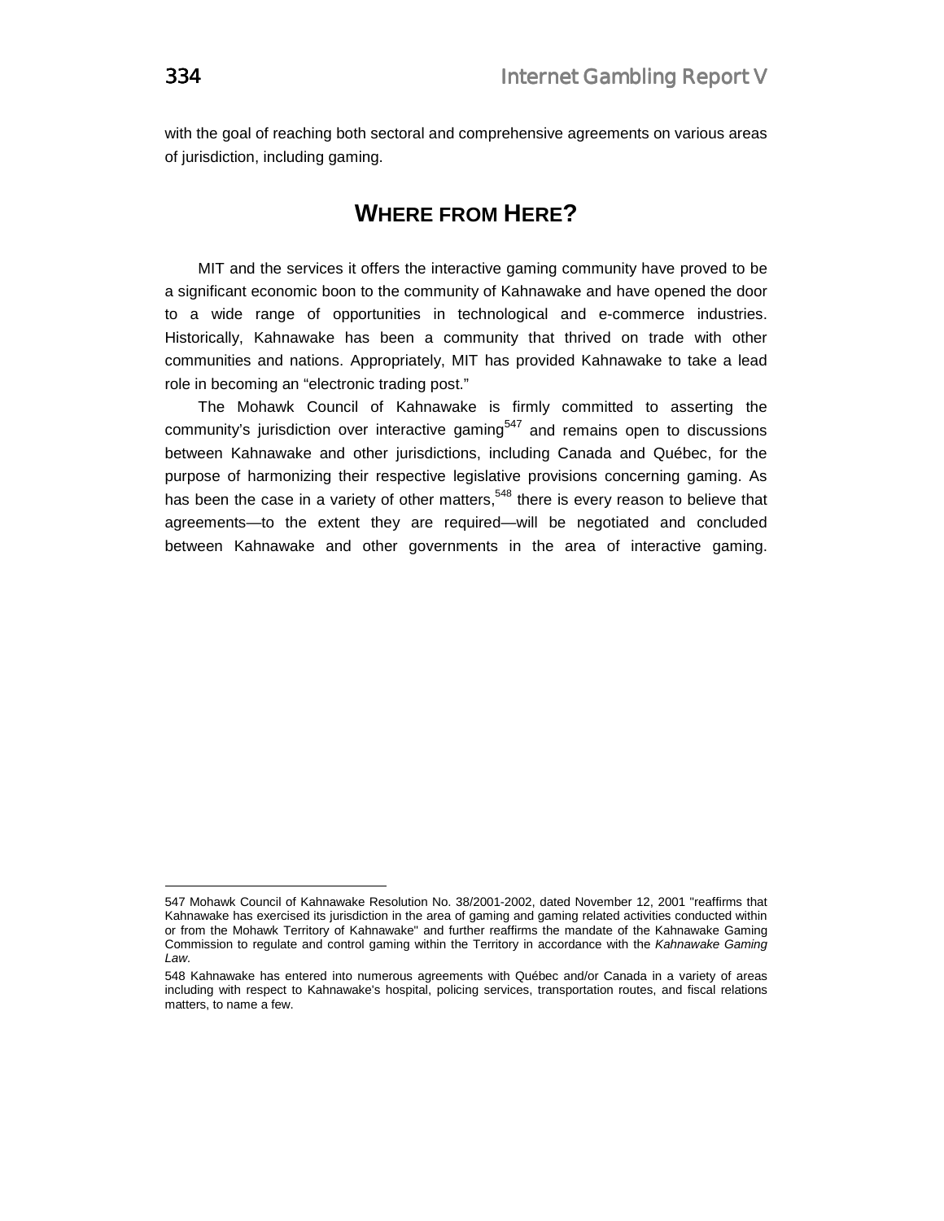with the goal of reaching both sectoral and comprehensive agreements on various areas of jurisdiction, including gaming.

## WHERE FROM HERE?

MIT and the services it offers the interactive gaming community have proved to be a significant economic boon to the community of Kahnawake and have opened the door to a wide range of opportunities in technological and e-commerce industries. Historically, Kahnawake has been a community that thrived on trade with other communities and nations. Appropriately, MIT has provided Kahnawake to take a lead role in becoming an "electronic trading post."

The Mohawk Council of Kahnawake is firmly committed to asserting the community's jurisdiction over interactive gaming[547] and remains open to discussions between Kahnawake and other jurisdictions, including Canada and Québec, for the purpose of harmonizing their respective legislative provisions concerning gaming. As has been the case in a variety of other matters,[548] there is every reason to believe that agreements—to the extent they are required—will be negotiated and concluded between Kahnawake and other governments in the area of interactive gaming.

---

547 Mohawk Council of Kahnawake Resolution No. 38/2001-2002, dated November 12, 2001 "reaffirms that Kahnawake has exercised its jurisdiction in the area of gaming and gaming related activities conducted within or from the Mohawk Territory of Kahnawake" and further reaffirms the mandate of the Kahnawake Gaming Commission to regulate and control gaming within the Territory in accordance with the *Kahnawake Gaming Law*.

548 Kahnawake has entered into numerous agreements with Québec and/or Canada in a variety of areas including with respect to Kahnawake's hospital, policing services, transportation routes, and fiscal relations matters, to name a few.